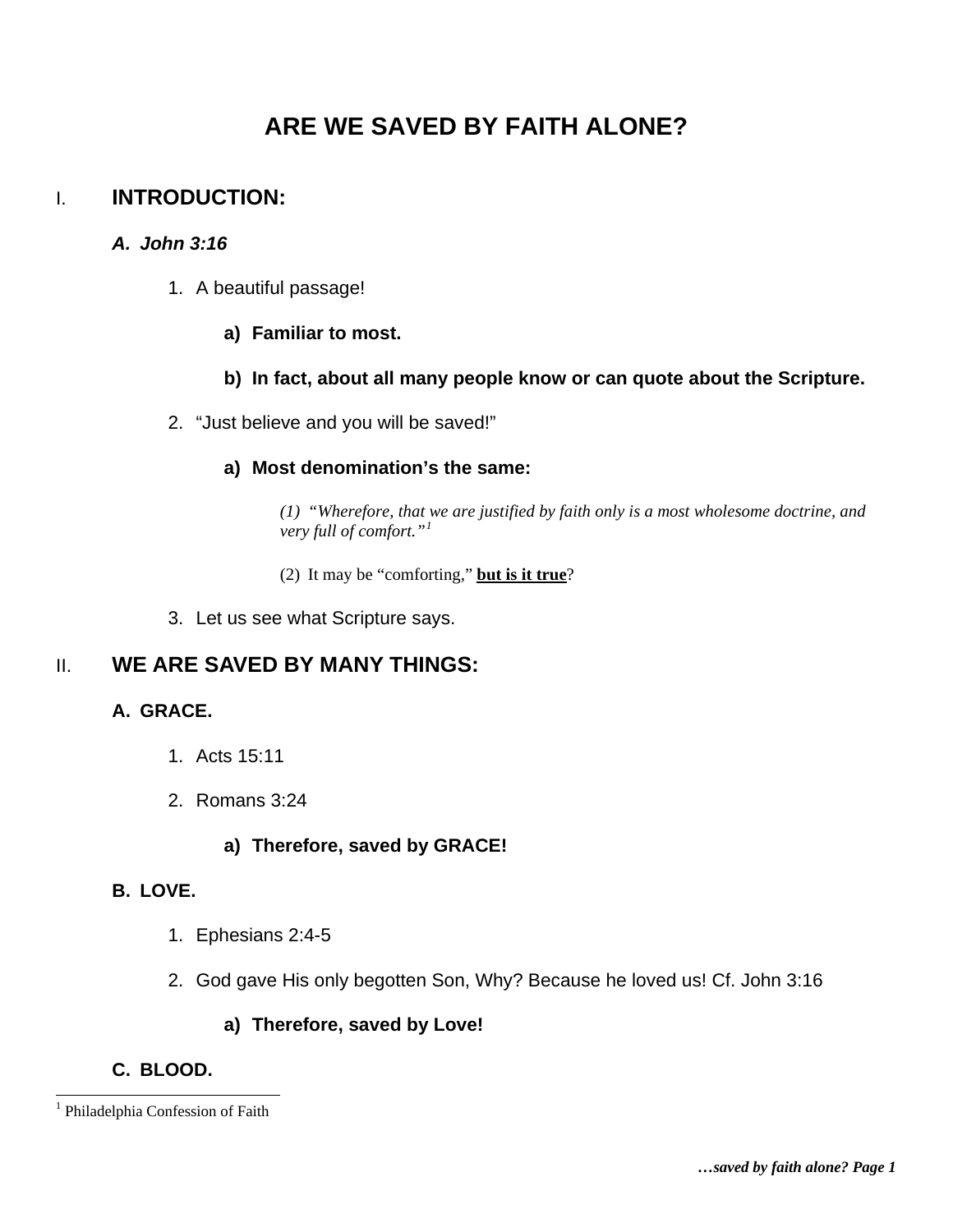# ARE WE SAVED BY FAITH ALONE?

## I. INTRODUCTION:

### *A. John 3:16*

1. A beautiful passage!
    - **a) Familiar to most.**
    - **b) In fact, about all many people know or can quote about the Scripture.**
2. "Just believe and you will be saved!"
    - **a) Most denomination's the same:**
        - *(1) "Wherefore, that we are justified by faith only is a most wholesome doctrine, and very full of comfort."*[1]
        - (2) It may be "comforting," **<u>but is it true</u>**?
3. Let us see what Scripture says.

## II. WE ARE SAVED BY MANY THINGS:

### A. GRACE.

1. Acts 15:11
2. Romans 3:24
    - **a) Therefore, saved by GRACE!**

### B. LOVE.

1. Ephesians 2:4-5
2. God gave His only begotten Son, Why? Because he loved us! Cf. John 3:16
    - **a) Therefore, saved by Love!**

### C. BLOOD.

---

[1] Philadelphia Confession of Faith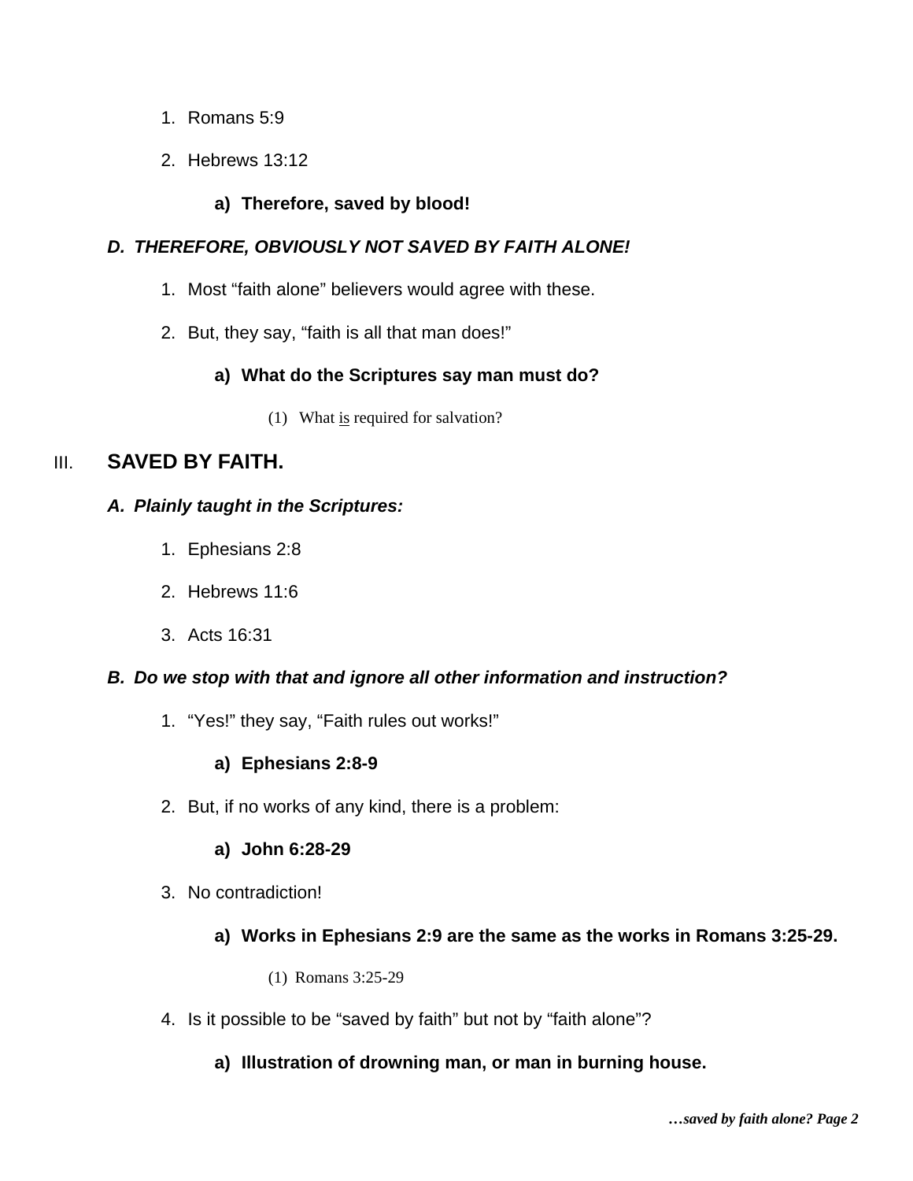1. Romans 5:9
2. Hebrews 13:12
    a) **Therefore, saved by blood!**

***D. THEREFORE, OBVIOUSLY NOT SAVED BY FAITH ALONE!***

1. Most "faith alone" believers would agree with these.
2. But, they say, "faith is all that man does!"
    a) **What do the Scriptures say man must do?**
        (1) What <u>is</u> required for salvation?

## III. SAVED BY FAITH.

***A. Plainly taught in the Scriptures:***

1. Ephesians 2:8
2. Hebrews 11:6
3. Acts 16:31

***B. Do we stop with that and ignore all other information and instruction?***

1. "Yes!" they say, "Faith rules out works!"
    a) **Ephesians 2:8-9**
2. But, if no works of any kind, there is a problem:
    a) **John 6:28-29**
3. No contradiction!
    a) **Works in Ephesians 2:9 are the same as the works in Romans 3:25-29.**
        (1) Romans 3:25-29
4. Is it possible to be "saved by faith" but not by "faith alone"?
    a) **Illustration of drowning man, or man in burning house.**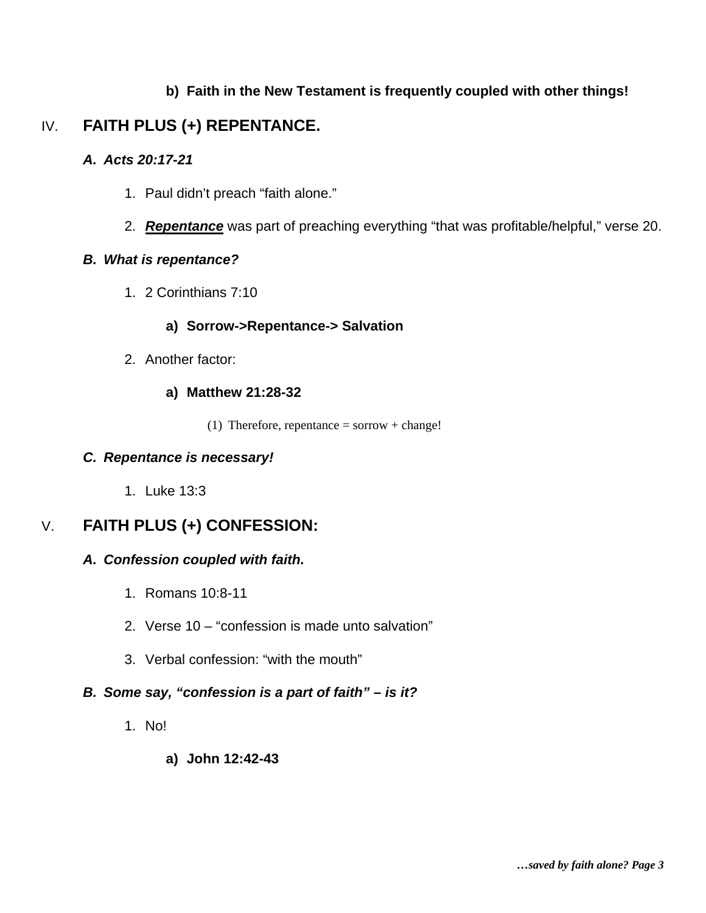**b) Faith in the New Testament is frequently coupled with other things!**

## IV. FAITH PLUS (+) REPENTANCE.

### *A. Acts 20:17-21*

1. Paul didn't preach "faith alone."
2. ***Repentance*** was part of preaching everything "that was profitable/helpful," verse 20.

### *B. What is repentance?*

1. 2 Corinthians 7:10
   - **a) Sorrow->Repentance-> Salvation**
2. Another factor:
   - **a) Matthew 21:28-32**
     - (1) Therefore, repentance = sorrow + change!

### *C. Repentance is necessary!*

1. Luke 13:3

## V. FAITH PLUS (+) CONFESSION:

### *A. Confession coupled with faith.*

1. Romans 10:8-11
2. Verse 10 – "confession is made unto salvation"
3. Verbal confession: "with the mouth"

### *B. Some say, "confession is a part of faith" – is it?*

1. No!
   - **a) John 12:42-43**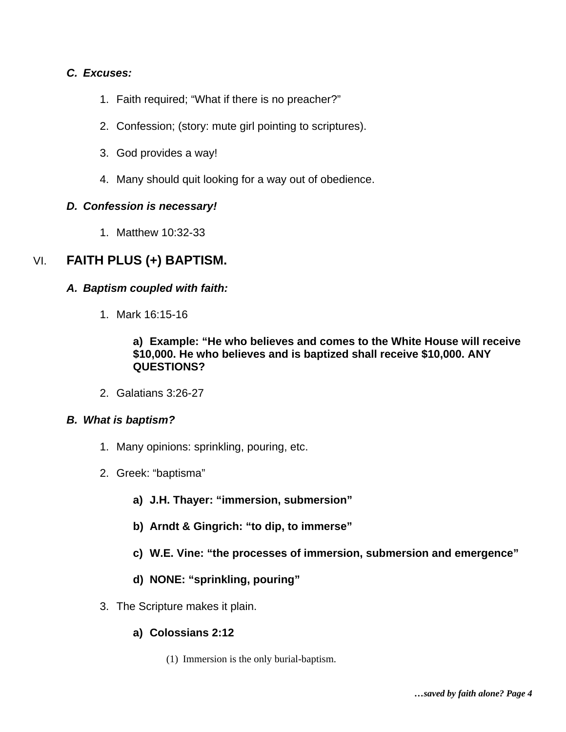***C. Excuses:***

1. Faith required; “What if there is no preacher?”

2. Confession; (story: mute girl pointing to scriptures).

3. God provides a way!

4. Many should quit looking for a way out of obedience.

***D. Confession is necessary!***

1. Matthew 10:32-33

## VI. FAITH PLUS (+) BAPTISM.

***A. Baptism coupled with faith:***

1. Mark 16:15-16

   **a) Example: “He who believes and comes to the White House will receive $10,000. He who believes and is baptized shall receive $10,000. ANY QUESTIONS?**

2. Galatians 3:26-27

***B. What is baptism?***

1. Many opinions: sprinkling, pouring, etc.

2. Greek: “baptisma”

   **a) J.H. Thayer: “immersion, submersion”**

   **b) Arndt & Gingrich: “to dip, to immerse”**

   **c) W.E. Vine: “the processes of immersion, submersion and emergence”**

   **d) NONE: “sprinkling, pouring”**

3. The Scripture makes it plain.

   **a) Colossians 2:12**

      (1) Immersion is the only burial-baptism.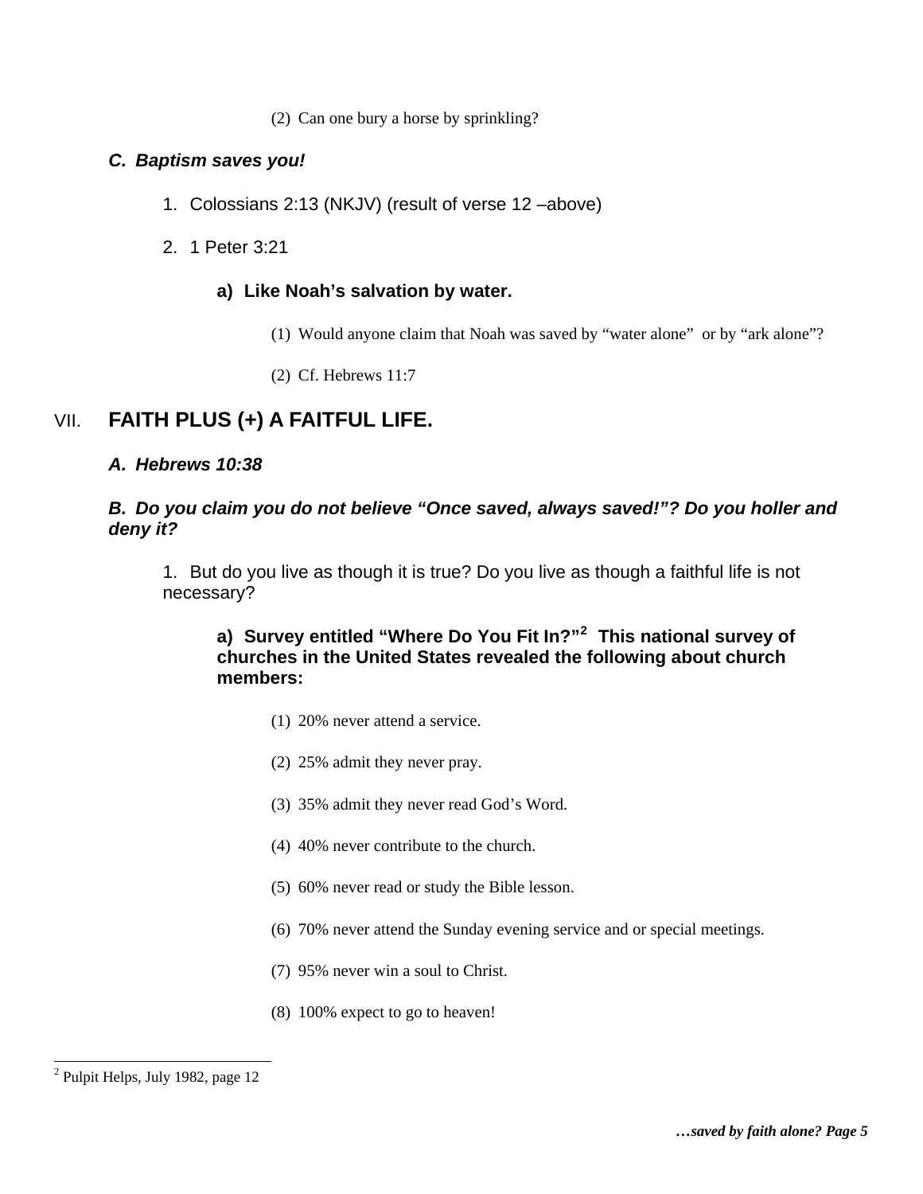(2) Can one bury a horse by sprinkling?

***C. Baptism saves you!***

1. Colossians 2:13 (NKJV) (result of verse 12 –above)

2. 1 Peter 3:21

**a) Like Noah's salvation by water.**

(1) Would anyone claim that Noah was saved by "water alone" or by "ark alone"?

(2) Cf. Hebrews 11:7

## VII. FAITH PLUS (+) A FAITFUL LIFE.

***A. Hebrews 10:38***

***B. Do you claim you do not believe "Once saved, always saved!"? Do you holler and deny it?***

1. But do you live as though it is true? Do you live as though a faithful life is not necessary?

**a) Survey entitled "Where Do You Fit In?"[2] This national survey of churches in the United States revealed the following about church members:**

(1) 20% never attend a service.

(2) 25% admit they never pray.

(3) 35% admit they never read God's Word.

(4) 40% never contribute to the church.

(5) 60% never read or study the Bible lesson.

(6) 70% never attend the Sunday evening service and or special meetings.

(7) 95% never win a soul to Christ.

(8) 100% expect to go to heaven!

---

[2] Pulpit Helps, July 1982, page 12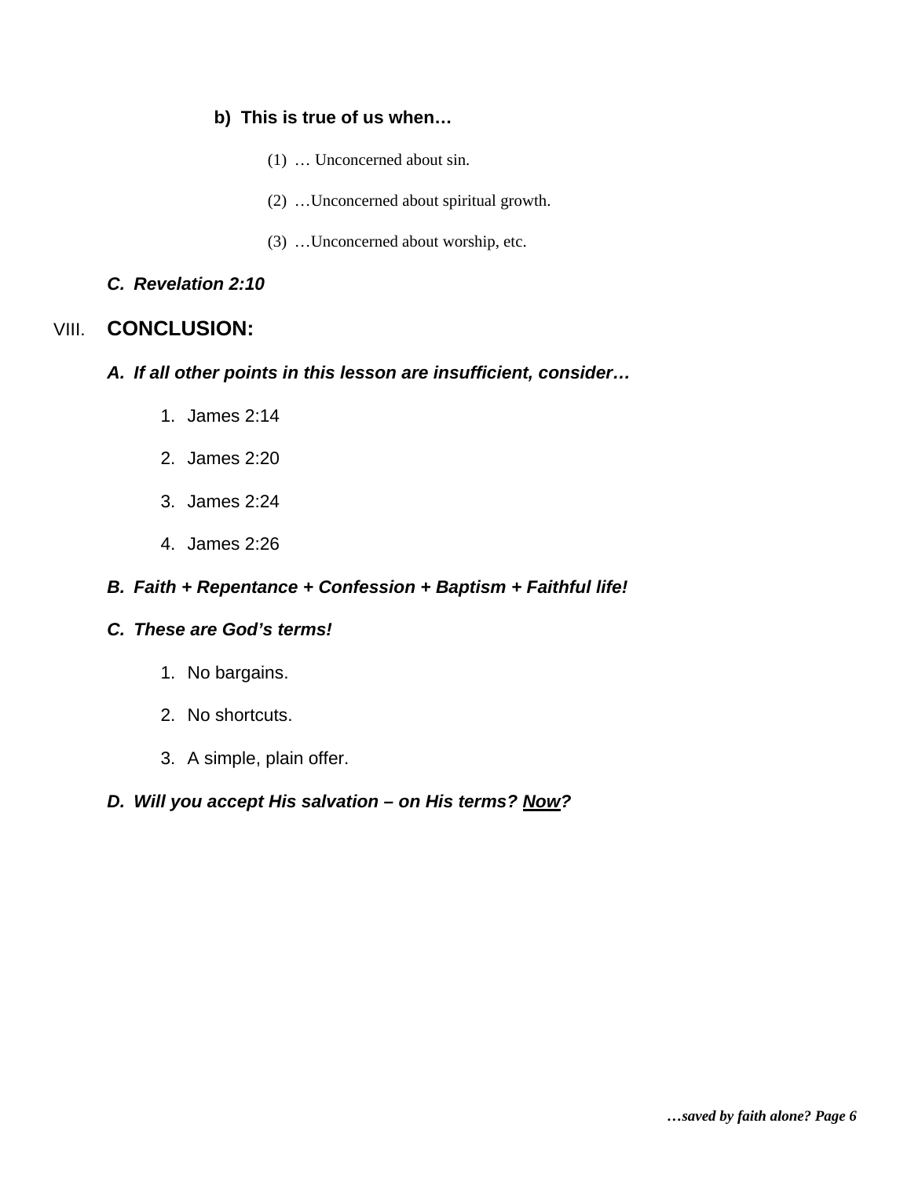**b) This is true of us when…**

(1) … Unconcerned about sin.

(2) …Unconcerned about spiritual growth.

(3) …Unconcerned about worship, etc.

***C. Revelation 2:10***

## VIII. CONCLUSION:

***A. If all other points in this lesson are insufficient, consider…***

1. James 2:14
2. James 2:20
3. James 2:24
4. James 2:26

***B. Faith + Repentance + Confession + Baptism + Faithful life!***

***C. These are God's terms!***

1. No bargains.
2. No shortcuts.
3. A simple, plain offer.

***D. Will you accept His salvation – on His terms? <u>Now</u>?***